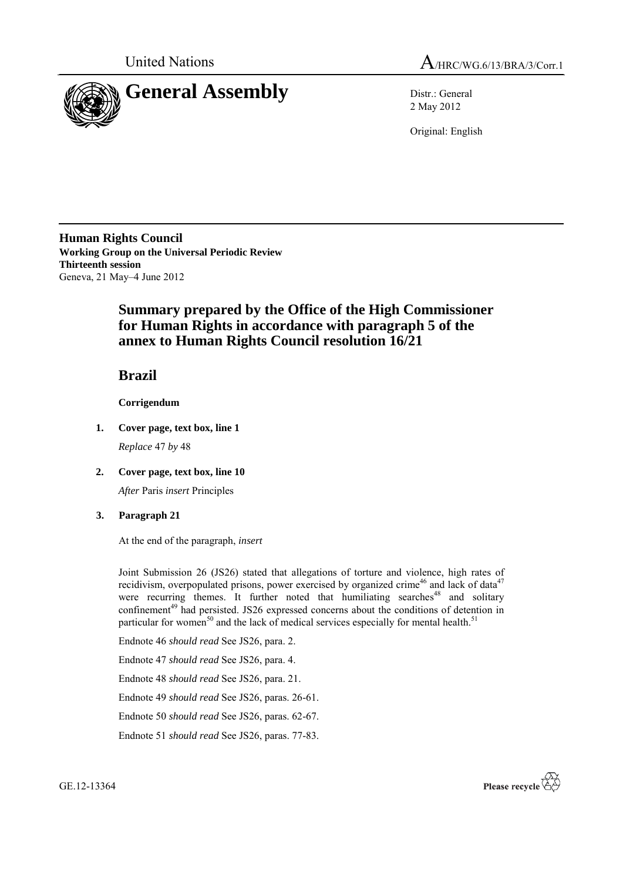United Nations

A/HRC/WG.6/13/BRA/3/Corr.1

# General Assembly

Distr.: General
2 May 2012

Original: English

**Human Rights Council**
**Working Group on the Universal Periodic Review**
**Thirteenth session**
Geneva, 21 May–4 June 2012

## Summary prepared by the Office of the High Commissioner for Human Rights in accordance with paragraph 5 of the annex to Human Rights Council resolution 16/21

## Brazil

**Corrigendum**

1. **Cover page, text box, line 1**

   *Replace* 47 *by* 48

2. **Cover page, text box, line 10**

   *After* Paris *insert* Principles

3. **Paragraph 21**

   At the end of the paragraph, *insert*

   Joint Submission 26 (JS26) stated that allegations of torture and violence, high rates of recidivism, overpopulated prisons, power exercised by organized crime[46] and lack of data[47] were recurring themes. It further noted that humiliating searches[48] and solitary confinement[49] had persisted. JS26 expressed concerns about the conditions of detention in particular for women[50] and the lack of medical services especially for mental health.[51]

   Endnote 46 *should read* See JS26, para. 2.

   Endnote 47 *should read* See JS26, para. 4.

   Endnote 48 *should read* See JS26, para. 21.

   Endnote 49 *should read* See JS26, paras. 26-61.

   Endnote 50 *should read* See JS26, paras. 62-67.

   Endnote 51 *should read* See JS26, paras. 77-83.

GE.12-13364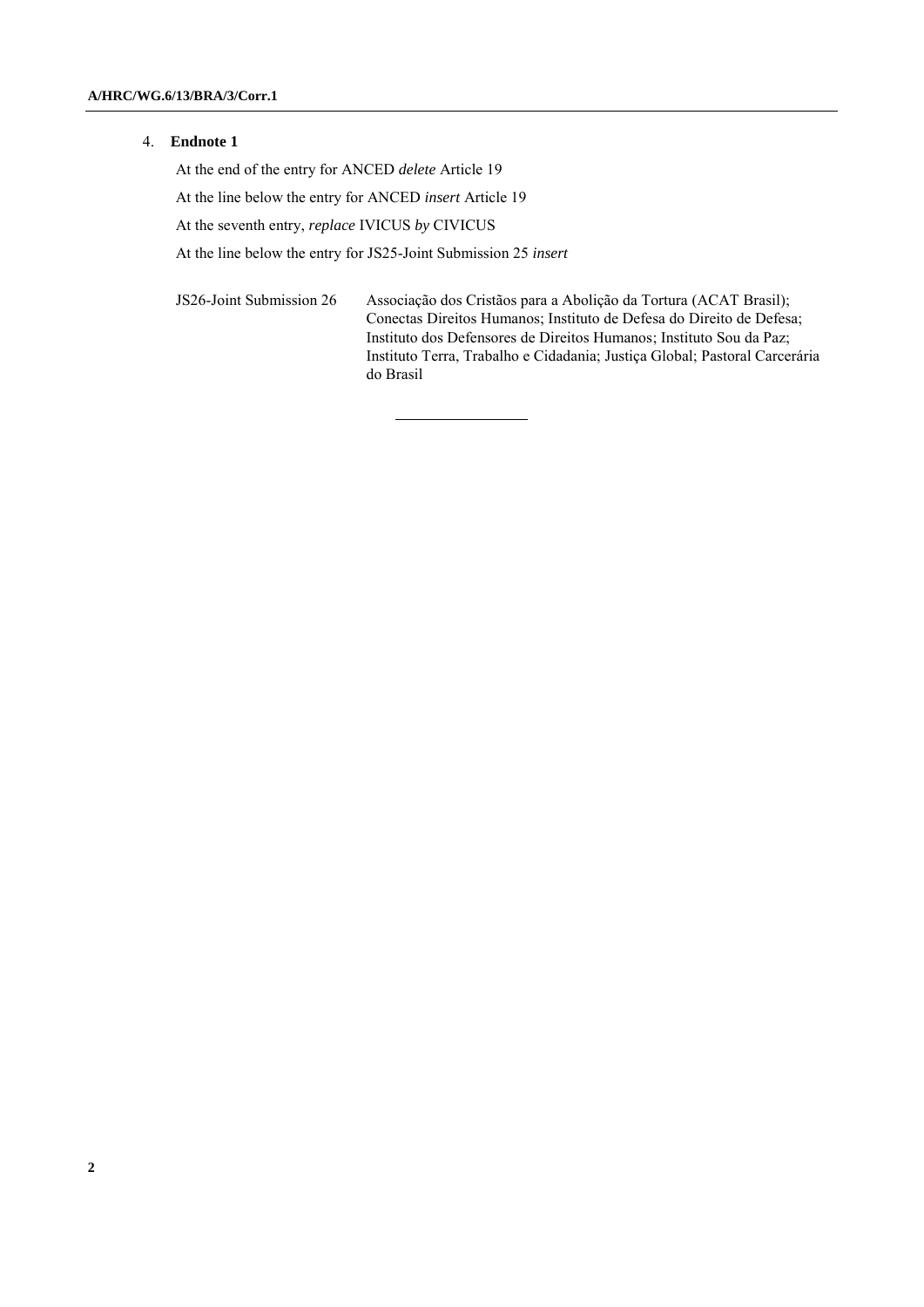4. **Endnote 1**

At the end of the entry for ANCED *delete* Article 19

At the line below the entry for ANCED *insert* Article 19

At the seventh entry, *replace* IVICUS *by* CIVICUS

At the line below the entry for JS25-Joint Submission 25 *insert*

| | |
|---|---|
| JS26-Joint Submission 26 | Associação dos Cristãos para a Abolição da Tortura (ACAT Brasil); Conectas Direitos Humanos; Instituto de Defesa do Direito de Defesa; Instituto dos Defensores de Direitos Humanos; Instituto Sou da Paz; Instituto Terra, Trabalho e Cidadania; Justiça Global; Pastoral Carcerária do Brasil |